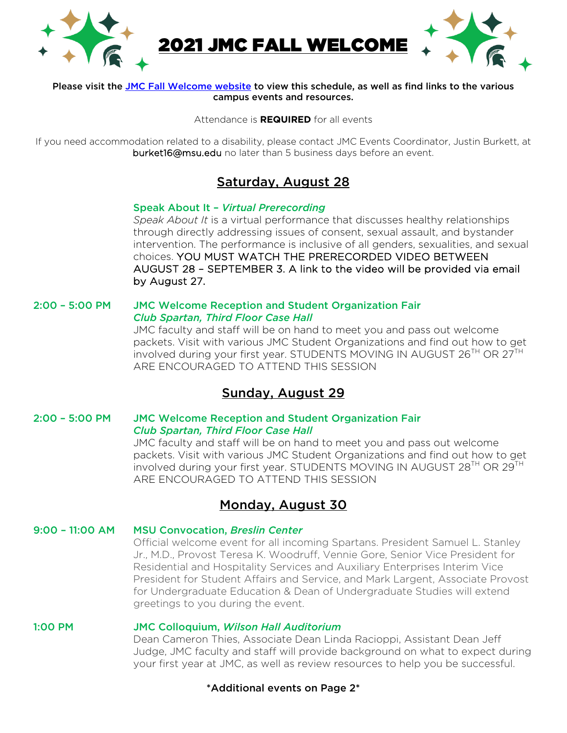# 2021 JMC FALL WELCOME

**Please visit the [JMC Fall Welcome website] to view this schedule, as well as find links to the various campus events and resources.**

Attendance is **REQUIRED** for all events

If you need accommodation related to a disability, please contact JMC Events Coordinator, Justin Burkett, at burket16@msu.edu no later than 5 business days before an event.

## Saturday, August 28

**Speak About It – *Virtual Prerecording***
*Speak About It* is a virtual performance that discusses healthy relationships through directly addressing issues of consent, sexual assault, and bystander intervention. The performance is inclusive of all genders, sexualities, and sexual choices. YOU MUST WATCH THE PRERECORDED VIDEO BETWEEN AUGUST 28 – SEPTEMBER 3. A link to the video will be provided via email by August 27.

**2:00 – 5:00 PM** **JMC Welcome Reception and Student Organization Fair**
***Club Spartan, Third Floor Case Hall***
JMC faculty and staff will be on hand to meet you and pass out welcome packets. Visit with various JMC Student Organizations and find out how to get involved during your first year. STUDENTS MOVING IN AUGUST 26TH OR 27TH ARE ENCOURAGED TO ATTEND THIS SESSION

## Sunday, August 29

**2:00 – 5:00 PM** **JMC Welcome Reception and Student Organization Fair**
***Club Spartan, Third Floor Case Hall***
JMC faculty and staff will be on hand to meet you and pass out welcome packets. Visit with various JMC Student Organizations and find out how to get involved during your first year. STUDENTS MOVING IN AUGUST 28TH OR 29TH ARE ENCOURAGED TO ATTEND THIS SESSION

## Monday, August 30

**9:00 – 11:00 AM** **MSU Convocation, *Breslin Center***
Official welcome event for all incoming Spartans. President Samuel L. Stanley Jr., M.D., Provost Teresa K. Woodruff, Vennie Gore, Senior Vice President for Residential and Hospitality Services and Auxiliary Enterprises Interim Vice President for Student Affairs and Service, and Mark Largent, Associate Provost for Undergraduate Education & Dean of Undergraduate Studies will extend greetings to you during the event.

**1:00 PM** **JMC Colloquium, *Wilson Hall Auditorium***
Dean Cameron Thies, Associate Dean Linda Racioppi, Assistant Dean Jeff Judge, JMC faculty and staff will provide background on what to expect during your first year at JMC, as well as review resources to help you be successful.

*Additional events on Page 2*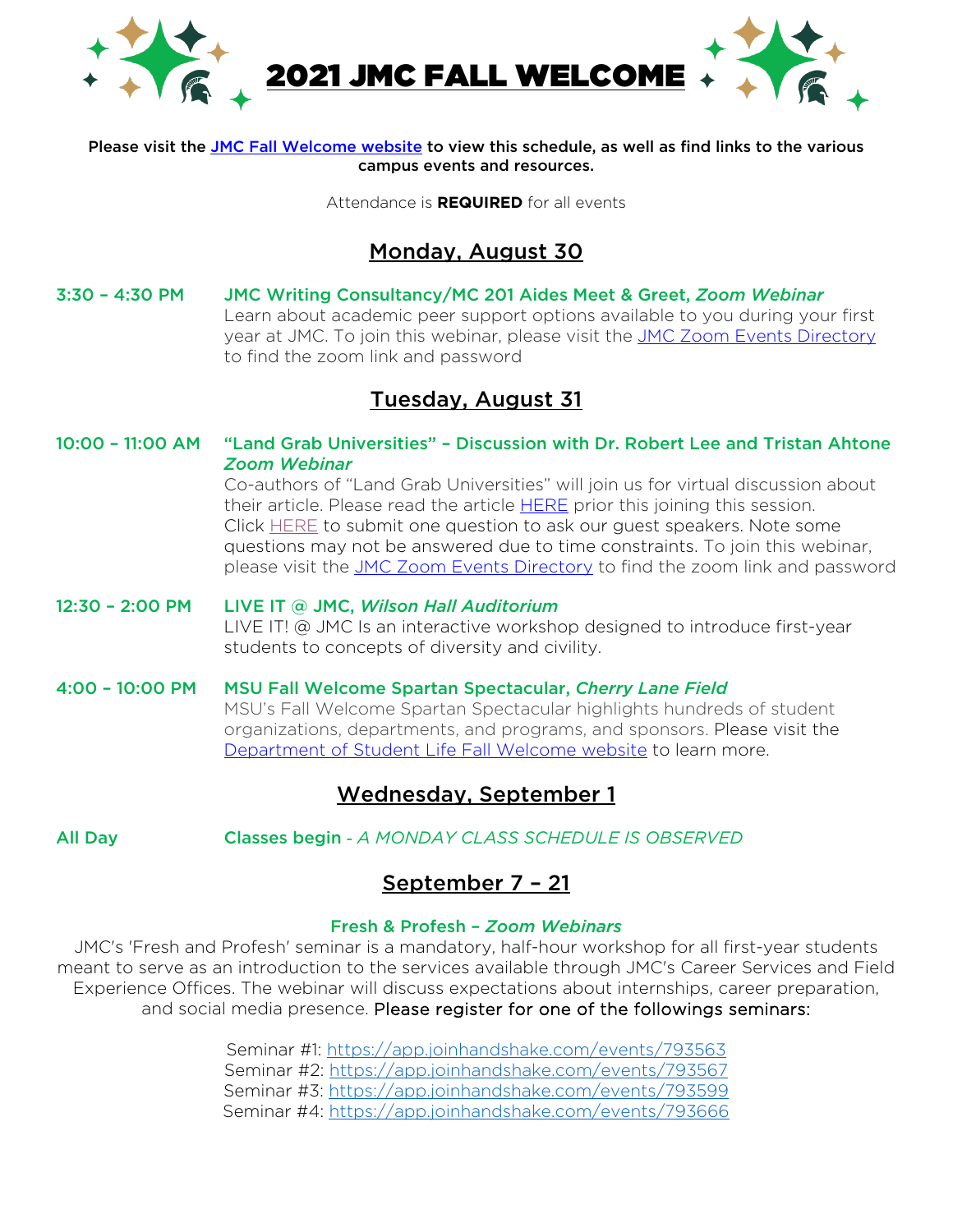# 2021 JMC FALL WELCOME

**Please visit the JMC Fall Welcome website to view this schedule, as well as find links to the various campus events and resources.**

Attendance is **REQUIRED** for all events

## Monday, August 30

**3:30 – 4:30 PM** — **JMC Writing Consultancy/MC 201 Aides Meet & Greet, *Zoom Webinar***
Learn about academic peer support options available to you during your first year at JMC. To join this webinar, please visit the JMC Zoom Events Directory to find the zoom link and password

## Tuesday, August 31

**10:00 – 11:00 AM** — **"Land Grab Universities" – Discussion with Dr. Robert Lee and Tristan Ahtone *Zoom Webinar***
Co-authors of "Land Grab Universities" will join us for virtual discussion about their article. Please read the article HERE prior this joining this session. Click HERE to submit one question to ask our guest speakers. Note some questions may not be answered due to time constraints. To join this webinar, please visit the JMC Zoom Events Directory to find the zoom link and password

**12:30 – 2:00 PM** — **LIVE IT @ JMC, *Wilson Hall Auditorium***
LIVE IT! @ JMC Is an interactive workshop designed to introduce first-year students to concepts of diversity and civility.

**4:00 – 10:00 PM** — **MSU Fall Welcome Spartan Spectacular, *Cherry Lane Field***
MSU's Fall Welcome Spartan Spectacular highlights hundreds of student organizations, departments, and programs, and sponsors. Please visit the Department of Student Life Fall Welcome website to learn more.

## Wednesday, September 1

**All Day** — **Classes begin** - *A MONDAY CLASS SCHEDULE IS OBSERVED*

## September 7 – 21

**Fresh & Profesh – *Zoom Webinars***

JMC's 'Fresh and Profesh' seminar is a mandatory, half-hour workshop for all first-year students meant to serve as an introduction to the services available through JMC's Career Services and Field Experience Offices. The webinar will discuss expectations about internships, career preparation, and social media presence. Please register for one of the followings seminars:

Seminar #1: https://app.joinhandshake.com/events/793563
Seminar #2: https://app.joinhandshake.com/events/793567
Seminar #3: https://app.joinhandshake.com/events/793599
Seminar #4: https://app.joinhandshake.com/events/793666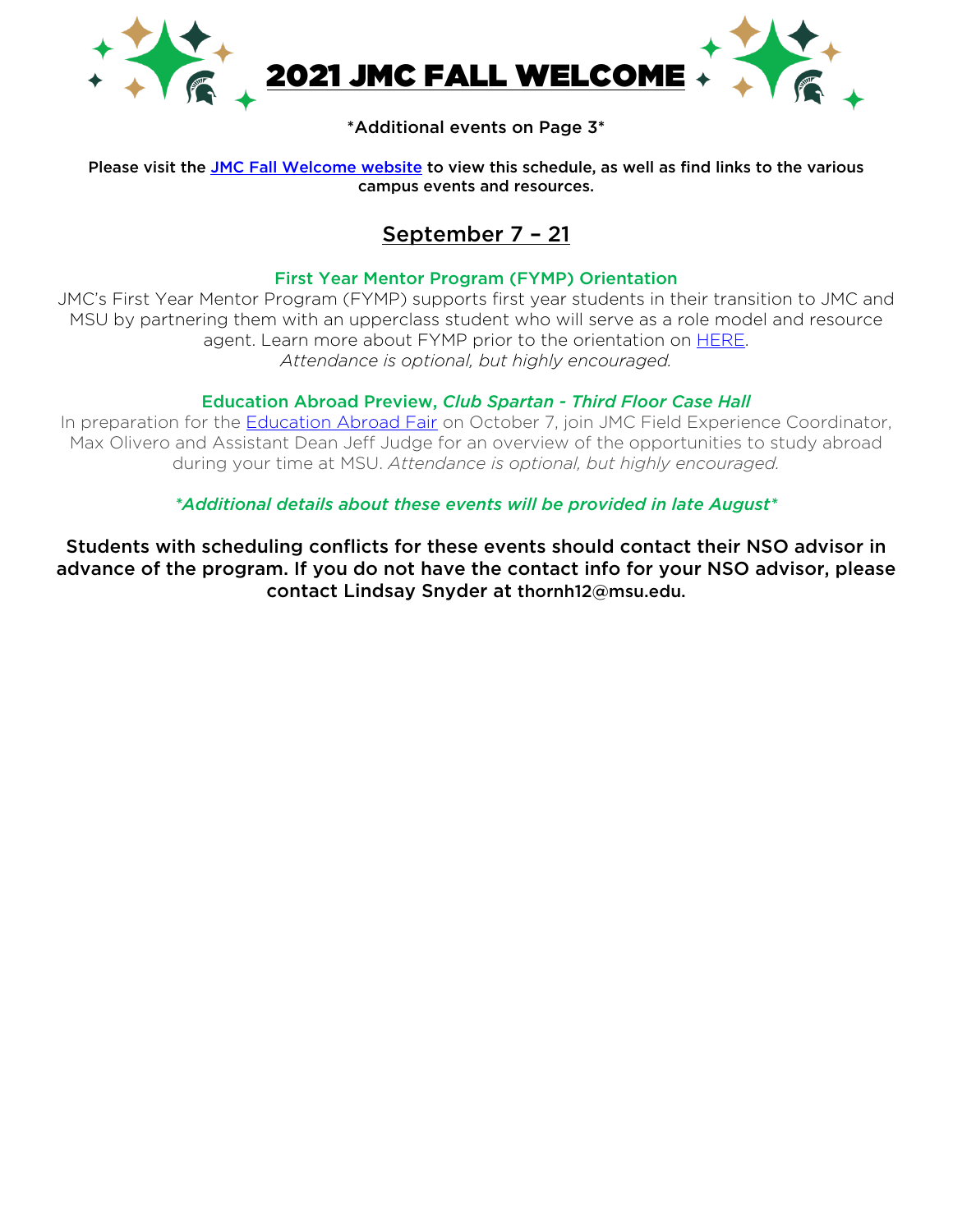# 2021 JMC FALL WELCOME

*Additional events on Page 3*

**Please visit the [JMC Fall Welcome website] to view this schedule, as well as find links to the various campus events and resources.**

## September 7 – 21

### First Year Mentor Program (FYMP) Orientation

JMC's First Year Mentor Program (FYMP) supports first year students in their transition to JMC and MSU by partnering them with an upperclass student who will serve as a role model and resource agent. Learn more about FYMP prior to the orientation on [HERE].
*Attendance is optional, but highly encouraged.*

### Education Abroad Preview, *Club Spartan - Third Floor Case Hall*

In preparation for the [Education Abroad Fair] on October 7, join JMC Field Experience Coordinator, Max Olivero and Assistant Dean Jeff Judge for an overview of the opportunities to study abroad during your time at MSU. *Attendance is optional, but highly encouraged.*

*\*Additional details about these events will be provided in late August\**

**Students with scheduling conflicts for these events should contact their NSO advisor in advance of the program. If you do not have the contact info for your NSO advisor, please contact Lindsay Snyder at thornh12@msu.edu.**